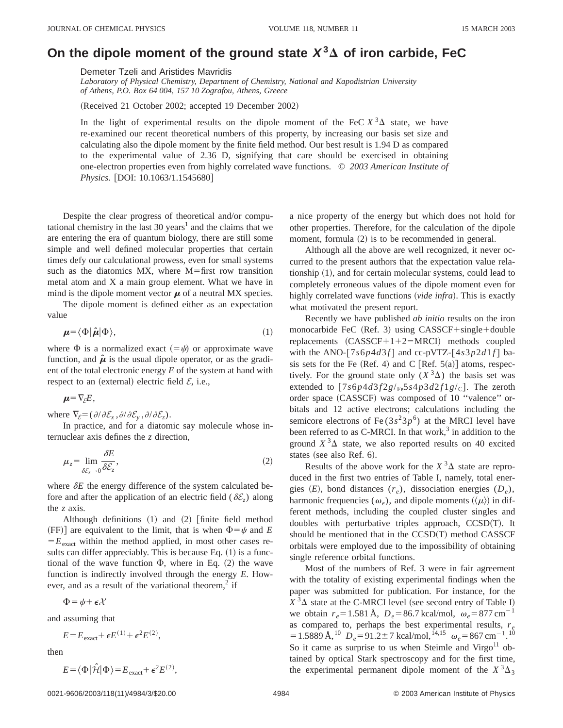# On the dipole moment of the ground state $X\,^3\Delta$ of iron carbide, FeC

Demeter Tzeli and Aristides Mavridis

*Laboratory of Physical Chemistry, Department of Chemistry, National and Kapodistrian University of Athens, P.O. Box 64 004, 157 10 Zografou, Athens, Greece*

(Received 21 October 2002; accepted 19 December 2002)

In the light of experimental results on the dipole moment of the FeC $X\,^3\Delta$ state, we have re-examined our recent theoretical numbers of this property, by increasing our basis set size and calculating also the dipole moment by the finite field method. Our best result is 1.94 D as compared to the experimental value of 2.36 D, signifying that care should be exercised in obtaining one-electron properties even from highly correlated wave functions. © *2003 American Institute of Physics.* [DOI: 10.1063/1.1545680]

Despite the clear progress of theoretical and/or computational chemistry in the last 30 years[1] and the claims that we are entering the era of quantum biology, there are still some simple and well defined molecular properties that certain times defy our calculational prowess, even for small systems such as the diatomics MX, where M=first row transition metal atom and X a main group element. What we have in mind is the dipole moment vector $\boldsymbol{\mu}$ of a neutral MX species.

The dipole moment is defined either as an expectation value

$$\boldsymbol{\mu}=\langle\Phi|\hat{\boldsymbol{\mu}}|\Phi\rangle, \tag{1}$$

where $\Phi$ is a normalized exact $(=\psi)$ or approximate wave function, and $\hat{\boldsymbol{\mu}}$ is the usual dipole operator, or as the gradient of the total electronic energy $E$ of the system at hand with respect to an (external) electric field $\mathcal{E}$, i.e.,

$$\boldsymbol{\mu}=\nabla_{\mathcal{E}}E,$$

where $\nabla_{\mathcal{E}}=(\partial/\partial\mathcal{E}_x,\partial/\partial\mathcal{E}_y,\partial/\partial\mathcal{E}_z)$.

In practice, and for a diatomic say molecule whose internuclear axis defines the $z$ direction,

$$\mu_z=\lim_{\delta\mathcal{E}_z\to 0}\frac{\delta E}{\delta\mathcal{E}_z}, \tag{2}$$

where $\delta E$ the energy difference of the system calculated before and after the application of an electric field $(\delta\mathcal{E}_z)$ along the $z$ axis.

Although definitions (1) and (2) [finite field method (FF)] are equivalent to the limit, that is when $\Phi=\psi$ and $E=E_{\text{exact}}$ within the method applied, in most other cases results can differ appreciably. This is because Eq. (1) is a functional of the wave function $\Phi$, where in Eq. (2) the wave function is indirectly involved through the energy $E$. However, and as a result of the variational theorem,[2] if

$$\Phi=\psi+\epsilon\mathcal{X}$$

and assuming that

$$E=E_{\text{exact}}+\epsilon E^{(1)}+\epsilon^2E^{(2)},$$

then

$$E=\langle\Phi|\hat{\mathcal{H}}|\Phi\rangle=E_{\text{exact}}+\epsilon^2E^{(2)},$$

a nice property of the energy but which does not hold for other properties. Therefore, for the calculation of the dipole moment, formula (2) is to be recommended in general.

Although all the above are well recognized, it never occurred to the present authors that the expectation value relationship (1), and for certain molecular systems, could lead to completely erroneous values of the dipole moment even for highly correlated wave functions (*vide infra*). This is exactly what motivated the present report.

Recently we have published *ab initio* results on the iron monocarbide FeC (Ref. 3) using CASSCF+single+double replacements (CASSCF+1+2=MRCI) methods coupled with the ANO-$[7s6p4d3f]$ and cc-pVTZ-$[4s3p2d1f]$ basis sets for the Fe (Ref. 4) and C [Ref. 5(a)] atoms, respectively. For the ground state only $(X\,^3\Delta)$ the basis set was extended to $[7s6p4d3f2g/_{\text{Fe}}5s4p3d2f1g/_{\text{C}}]$. The zeroth order space (CASSCF) was composed of 10 ''valence'' orbitals and 12 active electrons; calculations including the semicore electrons of Fe$(3s^23p^6)$ at the MRCI level have been referred to as C-MRCI. In that work,[3] in addition to the ground $X\,^3\Delta$ state, we also reported results on 40 excited states (see also Ref. 6).

Results of the above work for the $X\,^3\Delta$ state are reproduced in the first two entries of Table I, namely, total energies $(E)$, bond distances $(r_e)$, dissociation energies $(D_e)$, harmonic frequencies $(\omega_e)$, and dipole moments $(\langle\mu\rangle)$ in different methods, including the coupled cluster singles and doubles with perturbative triples approach, CCSD(T). It should be mentioned that in the CCSD(T) method CASSCF orbitals were employed due to the impossibility of obtaining single reference orbital functions.

Most of the numbers of Ref. 3 were in fair agreement with the totality of existing experimental findings when the paper was submitted for publication. For instance, for the $X\,^3\Delta$ state at the C-MRCI level (see second entry of Table I) we obtain $r_e=1.581$ Å, $D_e=86.7$ kcal/mol, $\omega_e=877\text{ cm}^{-1}$ as compared to, perhaps the best experimental results, $r_e=1.5889$ Å,[10] $D_e=91.2\pm7$ kcal/mol,[14,15] $\omega_e=867\text{ cm}^{-1}$.[10] So it came as surprise to us when Steimle and Virgo[11] obtained by optical Stark spectroscopy and for the first time, the experimental permanent dipole moment of the $X\,^3\Delta_3$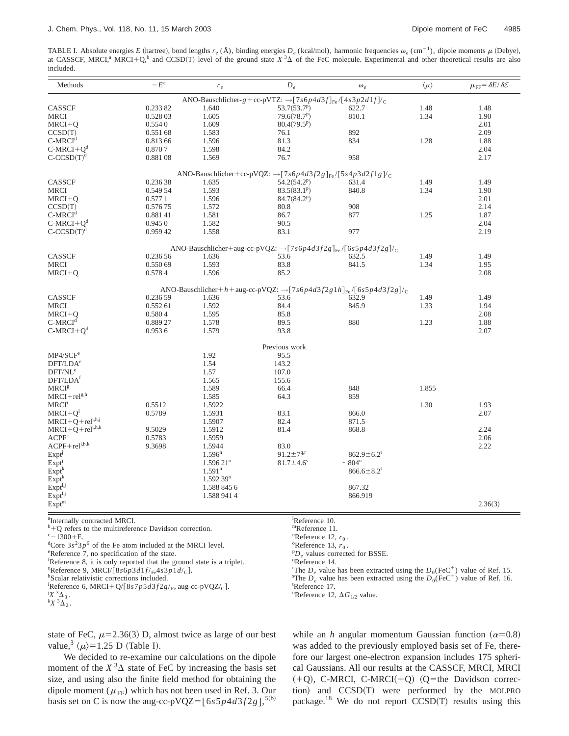TABLE I. Absolute energies $E$ (hartree), bond lengths $r_e$ (Å), binding energies $D_e$ (kcal/mol), harmonic frequencies $\omega_e$ (cm$^{-1}$), dipole moments $\mu$ (Debye), at CASSCF, MRCI,[a] MRCI+Q,[b] and CCSD(T) level of the ground state $X\,^3\Delta$ of the FeC molecule. Experimental and other theoretical results are also included.

| Methods | $-E$[c] | $r_e$ | $D_e$ | $\omega_e$ | $\langle\mu\rangle$ | $\mu_{FF}=\delta E/\delta\mathcal{E}$ |
|---|---|---|---|---|---|---|
| | | | ANO-Bauschlicher-$g$+cc-pVTZ: $\rightarrow[7s6p4d3f]_{Fe}/[4s3p2d1f]_C$ | | | |
| CASSCF | 0.233 82 | 1.640 | 53.7(53.7[p]) | 622.7 | 1.48 | 1.48 |
| MRCI | 0.528 03 | 1.605 | 79.6(78.7[p]) | 810.1 | 1.34 | 1.90 |
| MRCI+Q | 0.554 0 | 1.609 | 80.4(79.5[p]) | | | 2.01 |
| CCSD(T) | 0.551 68 | 1.583 | 76.1 | 892 | | 2.09 |
| C-MRCI[d] | 0.813 66 | 1.596 | 81.3 | 834 | 1.28 | 1.88 |
| C-MRCI+Q[d] | 0.870 7 | 1.598 | 84.2 | | | 2.04 |
| C-CCSD(T)[d] | 0.881 08 | 1.569 | 76.7 | 958 | | 2.17 |
| | | | ANO-Bauschlicher+cc-pVQZ: $\rightarrow[7s6p4d3f2g]_{Fe}/[5s4p3d2f1g]_C$ | | | |
| CASSCF | 0.236 38 | 1.635 | 54.2(54.2[p]) | 631.4 | 1.49 | 1.49 |
| MRCI | 0.549 54 | 1.593 | 83.5(83.1[p]) | 840.8 | 1.34 | 1.90 |
| MRCI+Q | 0.577 1 | 1.596 | 84.7(84.2[p]) | | | 2.01 |
| CCSD(T) | 0.576 75 | 1.572 | 80.8 | 908 | | 2.14 |
| C-MRCI[d] | 0.881 41 | 1.581 | 86.7 | 877 | 1.25 | 1.87 |
| C-MRCI+Q[d] | 0.945 0 | 1.582 | 90.5 | | | 2.04 |
| C-CCSD(T)[d] | 0.959 42 | 1.558 | 83.1 | 977 | | 2.19 |
| | | | ANO-Bauschlicher+aug-cc-pVQZ: $\rightarrow[7s6p4d3f2g]_{Fe}/[6s5p4d3f2g]_C$ | | | |
| CASSCF | 0.236 56 | 1.636 | 53.6 | 632.5 | 1.49 | 1.49 |
| MRCI | 0.550 69 | 1.593 | 83.8 | 841.5 | 1.34 | 1.95 |
| MRCI+Q | 0.578 4 | 1.596 | 85.2 | | | 2.08 |
| | | | ANO-Bauschlicher+$h$+aug-cc-pVQZ: $\rightarrow[7s6p4d3f2g1h]_{Fe}/[6s5p4d3f2g]_C$ | | | |
| CASSCF | 0.236 59 | 1.636 | 53.6 | 632.9 | 1.49 | 1.49 |
| MRCI | 0.552 61 | 1.592 | 84.4 | 845.9 | 1.33 | 1.94 |
| MRCI+Q | 0.580 4 | 1.595 | 85.8 | | | 2.08 |
| C-MRCI[d] | 0.889 27 | 1.578 | 89.5 | 880 | 1.23 | 1.88 |
| C-MRCI+Q[d] | 0.953 6 | 1.579 | 93.8 | | | 2.07 |
| | | | Previous work | | | |
| MP4/SCF[e] | | 1.92 | 95.5 | | | |
| DFT/LDA[e] | | 1.54 | 143.2 | | | |
| DFT/NL[e] | | 1.57 | 107.0 | | | |
| DFT/LDA[f] | | 1.565 | 155.6 | | | |
| MRCI[g] | | 1.589 | 66.4 | 848 | 1.855 | |
| MRCI+rel[g,h] | | 1.585 | 64.3 | 859 | | |
| MRCI[i] | 0.5512 | 1.5922 | | | 1.30 | 1.93 |
| MRCI+Q[i] | 0.5789 | 1.5931 | 83.1 | 866.0 | | 2.07 |
| MRCI+Q+rel[i,h,j] | | 1.5907 | 82.4 | 871.5 | | |
| MRCI+Q+rel[i,h,k] | 9.5029 | 1.5912 | 81.4 | 868.8 | | 2.24 |
| ACPF[i] | 0.5783 | 1.5959 | | | | 2.06 |
| ACPF+rel[i,h,k] | 9.3698 | 1.5944 | 83.0 | | | 2.22 |
| Expt[j] | | 1.596[n] | 91.2±7[q,r] | 862.9±6.2[t] | | |
| Expt[j] | | 1.596 21[o] | 81.7±4.6[s] | ~804[u] | | |
| Expt[k] | | 1.591[n] | | 866.6±8.2[t] | | |
| Expt[k] | | 1.592 39[o] | | | | |
| Expt[l,j] | | 1.588 845 6 | | 867.32 | | |
| Expt[l,j] | | 1.588 941 4 | | 866.919 | | |
| Expt[m] | | | | | | 2.36(3) |

[a]Internally contracted MRCI.
[b]+Q refers to the multireference Davidson correction.
[c]$-1300+E$.
[d]Core $3s^23p^6$ of the Fe atom included at the MRCI level.
[e]Reference 7, no specification of the state.
[f]Reference 8, it is only reported that the ground state is a triplet.
[g]Reference 9, MRCI/$[8s6p3d1f/_{Fe}4s3p1d/_C]$.
[h]Scalar relativistic corrections included.
[i]Reference 6, MRCI+Q/$[8s7p5d3f2g/_{Fe}$ aug-cc-pVQZ$/_C]$.
[j]$X\,^3\Delta_3$.
[k]$X\,^3\Delta_2$.
[l]Reference 10.
[m]Reference 11.
[n]Reference 12, $r_0$.
[o]Reference 13, $r_0$.
[p]$D_e$ values corrected for BSSE.
[q]Reference 14.
[r]The $D_e$ value has been extracted using the $D_0(FeC^+)$ value of Ref. 15.
[s]The $D_e$ value has been extracted using the $D_0(FeC^+)$ value of Ref. 16.
[t]Reference 17.
[u]Reference 12, $\Delta G_{1/2}$ value.

state of FeC, $\mu=2.36(3)$ D, almost twice as large of our best value,[3] $\langle\mu\rangle=1.25$ D (Table I).

We decided to re-examine our calculations on the dipole moment of the $X\,^3\Delta$ state of FeC by increasing the basis set size, and using also the finite field method for obtaining the dipole moment ($\mu_{FF}$) which has not been used in Ref. 3. Our basis set on C is now the aug-cc-pVQZ=$[6s5p4d3f2g]$,[5(b)] while an $h$ angular momentum Gaussian function ($\alpha=0.8$) was added to the previously employed basis set of Fe, therefore our largest one-electron expansion includes 175 spherical Gaussians. All our results at the CASSCF, MRCI, MRCI (+Q), C-MRCI, C-MRCI(+Q) (Q=the Davidson correction) and CCSD(T) were performed by the MOLPRO package.[18] We do not report CCSD(T) results using this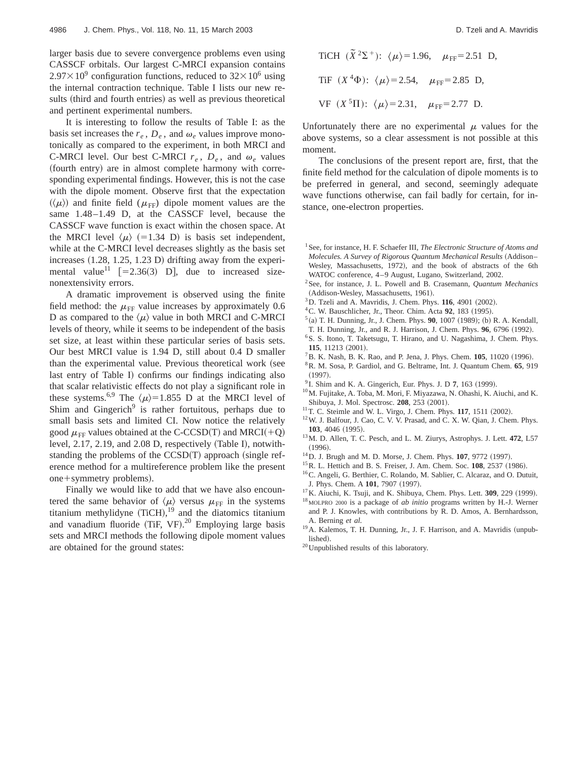larger basis due to severe convergence problems even using CASSCF orbitals. Our largest C-MRCI expansion contains $2.97\times10^9$ configuration functions, reduced to $32\times10^6$ using the internal contraction technique. Table I lists our new results (third and fourth entries) as well as previous theoretical and pertinent experimental numbers.

It is interesting to follow the results of Table I: as the basis set increases the $r_e$, $D_e$, and $\omega_e$ values improve monotonically as compared to the experiment, in both MRCI and C-MRCI level. Our best C-MRCI $r_e$, $D_e$, and $\omega_e$ values (fourth entry) are in almost complete harmony with corresponding experimental findings. However, this is not the case with the dipole moment. Observe first that the expectation ($\langle\mu\rangle$) and finite field ($\mu_{\rm FF}$) dipole moment values are the same 1.48–1.49 D, at the CASSCF level, because the CASSCF wave function is exact within the chosen space. At the MRCI level $\langle\mu\rangle$ (=1.34 D) is basis set independent, while at the C-MRCI level decreases slightly as the basis set increases (1.28, 1.25, 1.23 D) drifting away from the experimental value[11] [=2.36(3) D], due to increased size-nonextensivity errors.

A dramatic improvement is observed using the finite field method: the $\mu_{\rm FF}$ value increases by approximately 0.6 D as compared to the $\langle\mu\rangle$ value in both MRCI and C-MRCI levels of theory, while it seems to be independent of the basis set size, at least within these particular series of basis sets. Our best MRCI value is 1.94 D, still about 0.4 D smaller than the experimental value. Previous theoretical work (see last entry of Table I) confirms our findings indicating also that scalar relativistic effects do not play a significant role in these systems.[6,9] The $\langle\mu\rangle$=1.855 D at the MRCI level of Shim and Gingerich[9] is rather fortuitous, perhaps due to small basis sets and limited CI. Now notice the relatively good $\mu_{\rm FF}$ values obtained at the C-CCSD(T) and MRCI(+Q) level, 2.17, 2.19, and 2.08 D, respectively (Table I), notwithstanding the problems of the CCSD(T) approach (single reference method for a multireference problem like the present one+symmetry problems).

Finally we would like to add that we have also encountered the same behavior of $\langle\mu\rangle$ versus $\mu_{\rm FF}$ in the systems titanium methylidyne (TiCH),[19] and the diatomics titanium and vanadium fluoride (TiF, VF).[20] Employing large basis sets and MRCI methods the following dipole moment values are obtained for the ground states:

$$\text{TiCH} \ (\tilde{X}\,^2\Sigma^+): \ \langle\mu\rangle = 1.96, \quad \mu_{\rm FF} = 2.51 \ \text{D},$$

$$\text{TiF} \ (X\,^4\Phi): \ \langle\mu\rangle = 2.54, \quad \mu_{\rm FF} = 2.85 \ \text{D},$$

$$\text{VF} \ (X\,^5\Pi): \ \langle\mu\rangle = 2.31, \quad \mu_{\rm FF} = 2.77 \ \text{D}.$$

Unfortunately there are no experimental $\mu$ values for the above systems, so a clear assessment is not possible at this moment.

The conclusions of the present report are, first, that the finite field method for the calculation of dipole moments is to be preferred in general, and second, seemingly adequate wave functions otherwise, can fail badly for certain, for instance, one-electron properties.

[1] See, for instance, H. F. Schaefer III, *The Electronic Structure of Atoms and Molecules. A Survey of Rigorous Quantum Mechanical Results* (Addison–Wesley, Massachusetts, 1972), and the book of abstracts of the 6th WATOC conference, 4–9 August, Lugano, Switzerland, 2002.
[2] See, for instance, J. L. Powell and B. Crasemann, *Quantum Mechanics* (Addison-Wesley, Massachusetts, 1961).
[3] D. Tzeli and A. Mavridis, J. Chem. Phys. **116**, 4901 (2002).
[4] C. W. Bauschlicher, Jr., Theor. Chim. Acta **92**, 183 (1995).
[5] (a) T. H. Dunning, Jr., J. Chem. Phys. **90**, 1007 (1989); (b) R. A. Kendall, T. H. Dunning, Jr., and R. J. Harrison, J. Chem. Phys. **96**, 6796 (1992).
[6] S. S. Itono, T. Taketsugu, T. Hirano, and U. Nagashima, J. Chem. Phys. **115**, 11213 (2001).
[7] B. K. Nash, B. K. Rao, and P. Jena, J. Phys. Chem. **105**, 11020 (1996).
[8] R. M. Sosa, P. Gardiol, and G. Beltrame, Int. J. Quantum Chem. **65**, 919 (1997).
[9] I. Shim and K. A. Gingerich, Eur. Phys. J. D **7**, 163 (1999).
[10] M. Fujitake, A. Toba, M. Mori, F. Miyazawa, N. Ohashi, K. Aiuchi, and K. Shibuya, J. Mol. Spectrosc. **208**, 253 (2001).
[11] T. C. Steimle and W. L. Virgo, J. Chem. Phys. **117**, 1511 (2002).
[12] W. J. Balfour, J. Cao, C. V. V. Prasad, and C. X. W. Qian, J. Chem. Phys. **103**, 4046 (1995).
[13] M. D. Allen, T. C. Pesch, and L. M. Ziurys, Astrophys. J. Lett. **472**, L57 (1996).
[14] D. J. Brugh and M. D. Morse, J. Chem. Phys. **107**, 9772 (1997).
[15] R. L. Hettich and B. S. Freiser, J. Am. Chem. Soc. **108**, 2537 (1986).
[16] C. Angeli, G. Berthier, C. Rolando, M. Sablier, C. Alcaraz, and O. Dutuit, J. Phys. Chem. A **101**, 7907 (1997).
[17] K. Aiuchi, K. Tsuji, and K. Shibuya, Chem. Phys. Lett. **309**, 229 (1999).
[18] MOLPRO 2000 is a package of *ab initio* programs written by H.-J. Werner and P. J. Knowles, with contributions by R. D. Amos, A. Bernhardsson, A. Berning *et al.*
[19] A. Kalemos, T. H. Dunning, Jr., J. F. Harrison, and A. Mavridis (unpublished).
[20] Unpublished results of this laboratory.